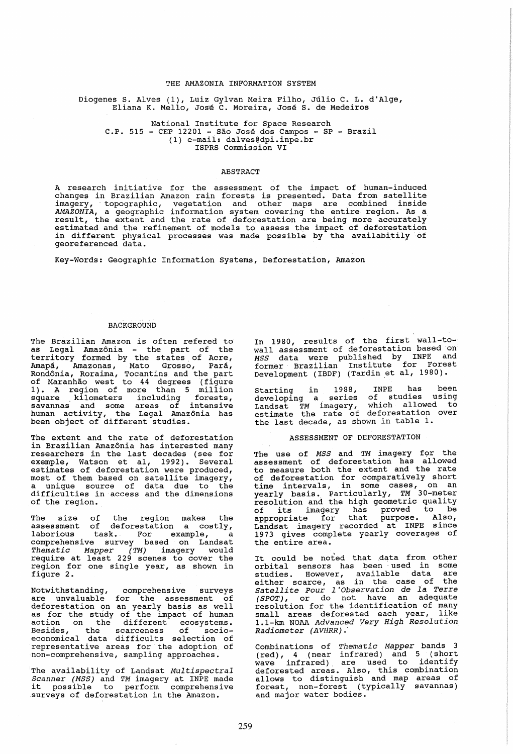# THE AMAZONIA INFORMATION SYSTEM

Diogenes S. Alves (1), Luiz Gylvan Meira Filho, Júlio C. L. d'Alge, Eliana K. Mello, José C. Moreira, José S. de Medeiros

National Institute for Space Research
C.P. 515 - CEP 12201 - São José dos Campos - SP - Brazil
(1) e-mail: dalves@dpi.inpe.br
ISPRS Commission VI

## ABSTRACT

A research initiative for the assessment of the impact of human-induced changes in Brazilian Amazon rain forests is presented. Data from satellite imagery, topographic, vegetation and other maps are combined inside *AMAZONIA*, a geographic information system covering the entire region. As a result, the extent and the rate of deforestation are being more accurately estimated and the refinement of models to assess the impact of deforestation in different physical processes was made possible by the availabitily of georeferenced data.

Key-Words: Geographic Information Systems, Deforestation, Amazon

## BACKGROUND

The Brazilian Amazon is often refered to as Legal Amazônia - the part of the territory formed by the states of Acre, Amapá, Amazonas, Mato Grosso, Pará, Rondônia, Roraima, Tocantins and the part of Maranhão west to 44 degrees (figure 1). A region of more than 5 million square kilometers including forests, savannas and some areas of intensive human activity, the Legal Amazônia has been object of different studies.

The extent and the rate of deforestation in Brazilian Amazônia has interested many researchers in the last decades (see for exemple, Watson et al, 1992). Several estimates of deforestation were produced, most of them based on satellite imagery, a unique source of data due to the difficulties in access and the dimensions of the region.

The size of the region makes the assessment of deforestation a costly, laborious task. For example, a comprehensive survey based on Landsat *Thematic Mapper (TM)* imagery would require at least 229 scenes to cover the region for one single year, as shown in figure 2.

Notwithstanding, comprehensive surveys are unvaluable for the assessment of deforestation on an yearly basis as well as for the study of the impact of human action on the different ecosystems. Besides, the scarceness of socio-economical data difficults selection of representative areas for the adoption of non-comprehensive, sampling approaches.

The availability of Landsat *Multispectral Scanner (MSS)* and *TM* imagery at INPE made it possible to perform comprehensive surveys of deforestation in the Amazon.

In 1980, results of the first wall-to-wall assessment of deforestation based on *MSS* data were published by INPE and former Brazilian Institute for Forest Development (IBDF) (Tardin et al, 1980).

Starting in 1988, INPE has been developing a series of studies using Landsat *TM* imagery, which allowed to estimate the rate of deforestation over the last decade, as shown in table 1.

## ASSESSMENT OF DEFORESTATION

The use of *MSS* and *TM* imagery for the assessment of deforestation has allowed to measure both the extent and the rate of deforestation for comparatively short time intervals, in some cases, on an yearly basis. Particularly, *TM* 30-meter resolution and the high geometric quality of its imagery has proved to be appropriate for that purpose. Also, Landsat imagery recorded at INPE since 1973 gives complete yearly coverages of the entire area.

It could be noted that data from other orbital sensors has been used in some studies. However, available data are either scarce, as in the case of the *Satellite Pour l'Observation de la Terre (SPOT)*, or do not have an adequate resolution for the identification of many small areas deforested each year, like 1.1-km NOAA *Advanced Very High Resolution Radiometer (AVHRR)*.

Combinations of *Thematic Mapper* bands 3 (red), 4 (near infrared) and 5 (short wave infrared) are used to identify deforested areas. Also, this combination allows to distinguish and map areas of forest, non-forest (typically savannas) and major water bodies.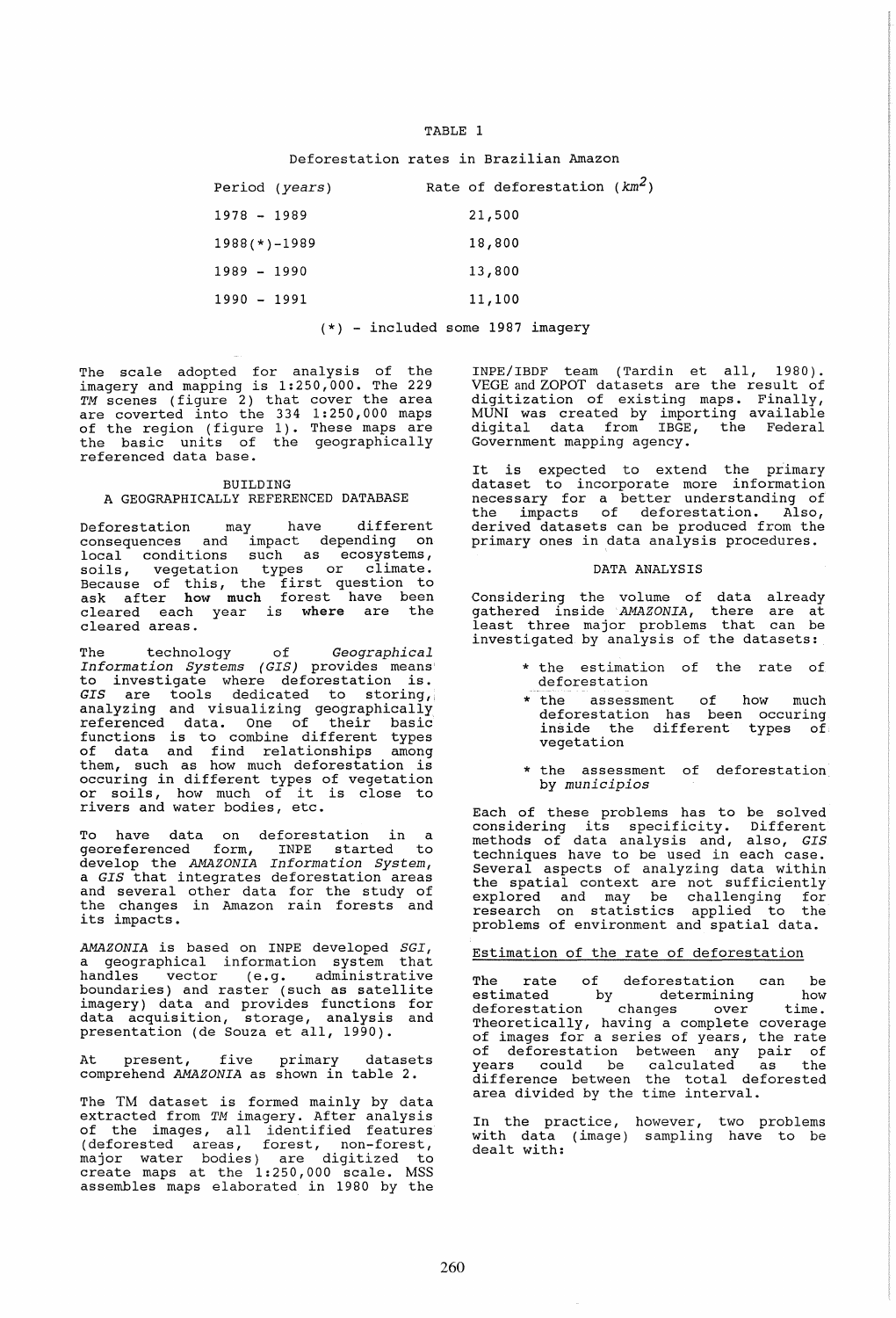TABLE 1

Deforestation rates in Brazilian Amazon

| Period (*years*) | Rate of deforestation ($km^2$) |
|---|---|
| 1978 - 1989 | 21,500 |
| 1988(*)-1989 | 18,800 |
| 1989 - 1990 | 13,800 |
| 1990 - 1991 | 11,100 |

(*) - included some 1987 imagery

The scale adopted for analysis of the imagery and mapping is 1:250,000. The 229 *TM* scenes (figure 2) that cover the area are coverted into the 334 1:250,000 maps of the region (figure 1). These maps are the basic units of the geographically referenced data base.

## BUILDING A GEOGRAPHICALLY REFERENCED DATABASE

Deforestation may have different consequences and impact depending on local conditions such as ecosystems, soils, vegetation types or climate. Because of this, the first question to ask after **how much** forest have been cleared each year is **where** are the cleared areas.

The technology of *Geographical Information Systems (GIS)* provides means to investigate where deforestation is. *GIS* are tools dedicated to storing, analyzing and visualizing geographically referenced data. One of their basic functions is to combine different types of data and find relationships among them, such as how much deforestation is occuring in different types of vegetation or soils, how much of it is close to rivers and water bodies, etc.

To have data on deforestation in a georeferenced form, INPE started to develop the *AMAZONIA Information System*, a *GIS* that integrates deforestation areas and several other data for the study of the changes in Amazon rain forests and its impacts.

*AMAZONIA* is based on INPE developed *SGI*, a geographical information system that handles vector (e.g. administrative boundaries) and raster (such as satellite imagery) data and provides functions for data acquisition, storage, analysis and presentation (de Souza et all, 1990).

At present, five primary datasets comprehend *AMAZONIA* as shown in table 2.

The TM dataset is formed mainly by data extracted from *TM* imagery. After analysis of the images, all identified features (deforested areas, forest, non-forest, major water bodies) are digitized to create maps at the 1:250,000 scale. MSS assembles maps elaborated in 1980 by the INPE/IBDF team (Tardin et all, 1980). VEGE and ZOPOT datasets are the result of digitization of existing maps. Finally, MUNI was created by importing available digital data from IBGE, the Federal Government mapping agency.

It is expected to extend the primary dataset to incorporate more information necessary for a better understanding of the impacts of deforestation. Also, derived datasets can be produced from the primary ones in data analysis procedures.

## DATA ANALYSIS

Considering the volume of data already gathered inside *AMAZONIA*, there are at least three major problems that can be investigated by analysis of the datasets:

* the estimation of the rate of deforestation
* the assessment of how much deforestation has been occuring inside the different types of vegetation
* the assessment of deforestation by *municipios*

Each of these problems has to be solved considering its specificity. Different methods of data analysis and, also, *GIS* techniques have to be used in each case. Several aspects of analyzing data within the spatial context are not sufficiently explored and may be challenging for research on statistics applied to the problems of environment and spatial data.

### Estimation of the rate of deforestation

The rate of deforestation can be estimated by determining how deforestation changes over time. Theoretically, having a complete coverage of images for a series of years, the rate of deforestation between any pair of years could be calculated as the difference between the total deforested area divided by the time interval.

In the practice, however, two problems with data (image) sampling have to be dealt with: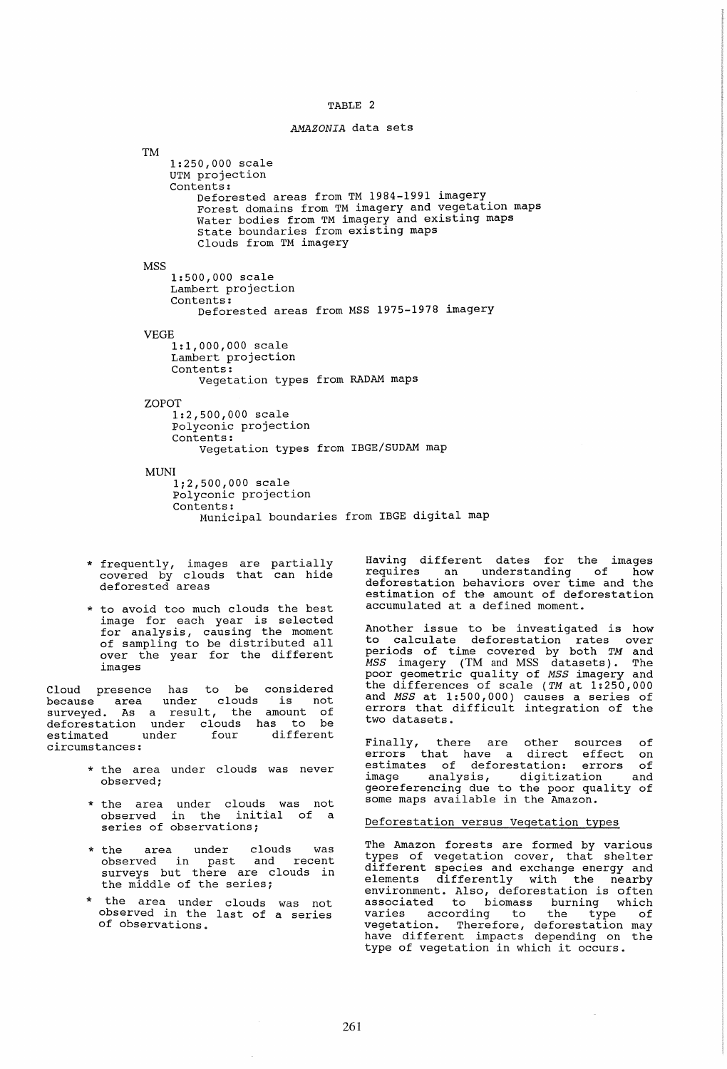TABLE 2

*AMAZONIA* data sets

TM
- 1:250,000 scale
- UTM projection
- Contents:
  - Deforested areas from TM 1984-1991 imagery
  - Forest domains from TM imagery and vegetation maps
  - Water bodies from TM imagery and existing maps
  - State boundaries from existing maps
  - Clouds from TM imagery

MSS
- 1:500,000 scale
- Lambert projection
- Contents:
  - Deforested areas from MSS 1975-1978 imagery

VEGE
- 1:1,000,000 scale
- Lambert projection
- Contents:
  - Vegetation types from RADAM maps

ZOPOT
- 1:2,500,000 scale
- Polyconic projection
- Contents:
  - Vegetation types from IBGE/SUDAM map

MUNI
- 1;2,500,000 scale
- Polyconic projection
- Contents:
  - Municipal boundaries from IBGE digital map

* frequently, images are partially covered by clouds that can hide deforested areas

* to avoid too much clouds the best image for each year is selected for analysis, causing the moment of sampling to be distributed all over the year for the different images

Cloud presence has to be considered because area under clouds is not surveyed. As a result, the amount of deforestation under clouds has to be estimated under four different circumstances:

* the area under clouds was never observed;

* the area under clouds was not observed in the initial of a series of observations;

* the area under clouds was observed in past and recent surveys but there are clouds in the middle of the series;

* the area under clouds was not observed in the last of a series of observations.

Having different dates for the images requires an understanding of how deforestation behaviors over time and the estimation of the amount of deforestation accumulated at a defined moment.

Another issue to be investigated is how to calculate deforestation rates over periods of time covered by both *TM* and *MSS* imagery (TM and MSS datasets). The poor geometric quality of *MSS* imagery and the differences of scale (*TM* at 1:250,000 and *MSS* at 1:500,000) causes a series of errors that difficult integration of the two datasets.

Finally, there are other sources of errors that have a direct effect on estimates of deforestation: errors of image analysis, digitization and georeferencing due to the poor quality of some maps available in the Amazon.

## Deforestation versus Vegetation types

The Amazon forests are formed by various types of vegetation cover, that shelter different species and exchange energy and elements differently with the nearby environment. Also, deforestation is often associated to biomass burning which varies according to the type of vegetation. Therefore, deforestation may have different impacts depending on the type of vegetation in which it occurs.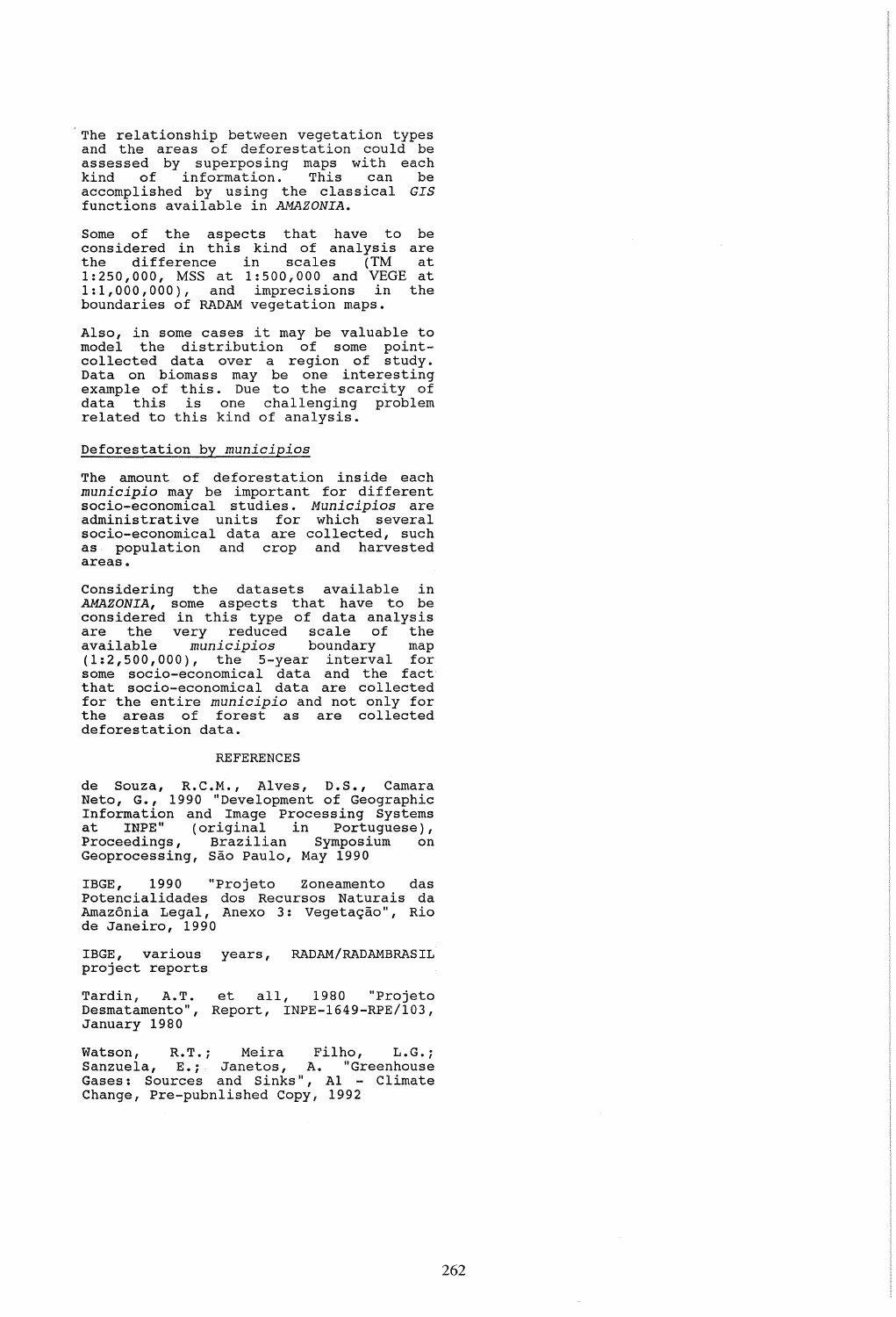The relationship between vegetation types and the areas of deforestation could be assessed by superposing maps with each kind of information. This can be accomplished by using the classical *GIS* functions available in *AMAZONIA*.

Some of the aspects that have to be considered in this kind of analysis are the difference in scales (TM at 1:250,000, MSS at 1:500,000 and VEGE at 1:1,000,000), and imprecisions in the boundaries of RADAM vegetation maps.

Also, in some cases it may be valuable to model the distribution of some point-collected data over a region of study. Data on biomass may be one interesting example of this. Due to the scarcity of data this is one challenging problem related to this kind of analysis.

## Deforestation by *municipios*

The amount of deforestation inside each *municipio* may be important for different socio-economical studies. *Municipios* are administrative units for which several socio-economical data are collected, such as population and crop and harvested areas.

Considering the datasets available in *AMAZONIA*, some aspects that have to be considered in this type of data analysis are the very reduced scale of the available *municipios* boundary map (1:2,500,000), the 5-year interval for some socio-economical data and the fact that socio-economical data are collected for the entire *municipio* and not only for the areas of forest as are collected deforestation data.

## REFERENCES

de Souza, R.C.M., Alves, D.S., Camara Neto, G., 1990 "Development of Geographic Information and Image Processing Systems at INPE" (original in Portuguese), Proceedings, Brazilian Symposium on Geoprocessing, São Paulo, May 1990

IBGE, 1990 "Projeto Zoneamento das Potencialidades dos Recursos Naturais da Amazônia Legal, Anexo 3: Vegetação", Rio de Janeiro, 1990

IBGE, various years, RADAM/RADAMBRASIL project reports

Tardin, A.T. et all, 1980 "Projeto Desmatamento", Report, INPE-1649-RPE/103, January 1980

Watson, R.T.; Meira Filho, L.G.; Sanzuela, E.; Janetos, A. "Greenhouse Gases: Sources and Sinks", A1 - Climate Change, Pre-pubnlished Copy, 1992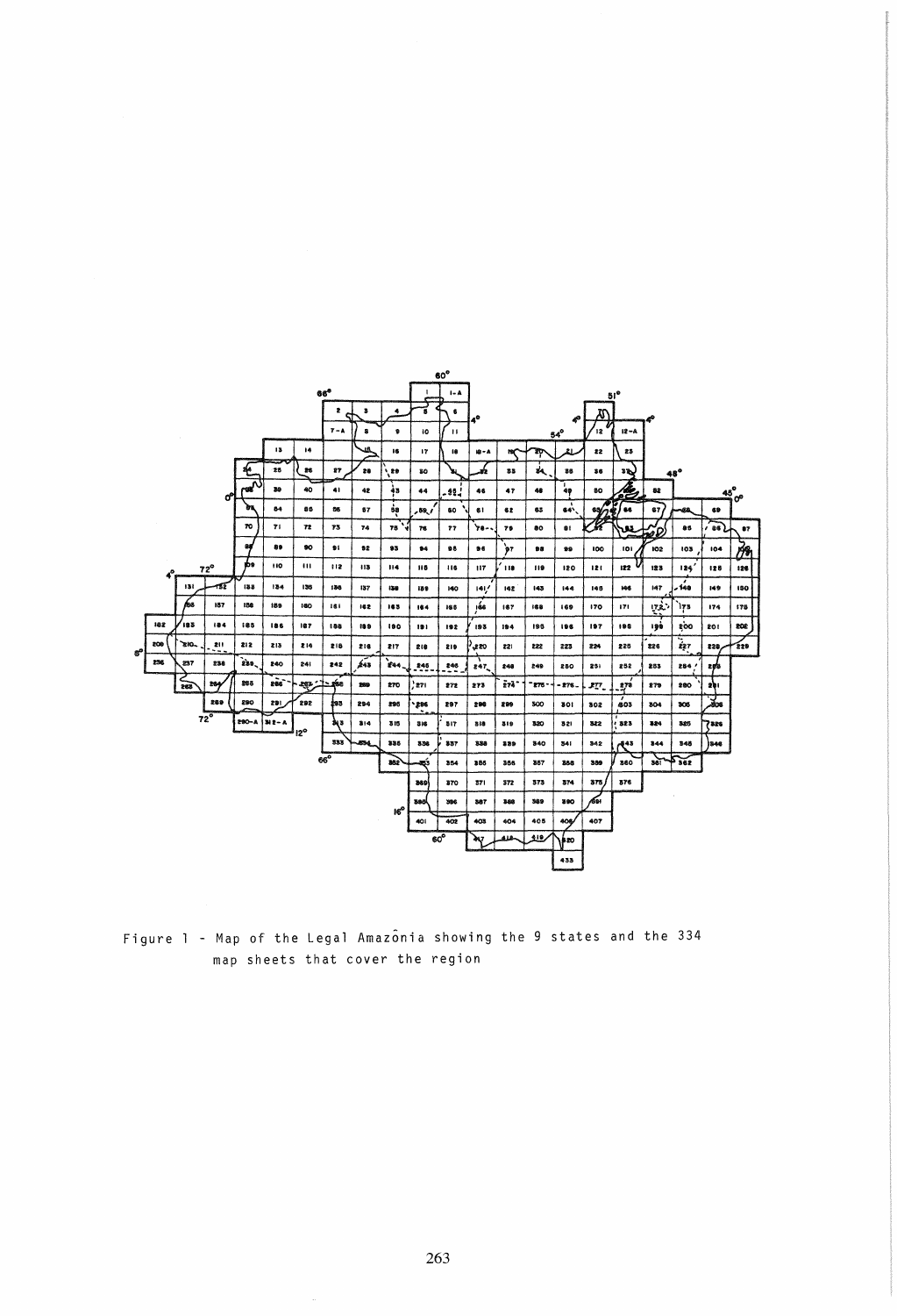Figure 1 - Map of the Legal Amazônia showing the 9 states and the 334 map sheets that cover the region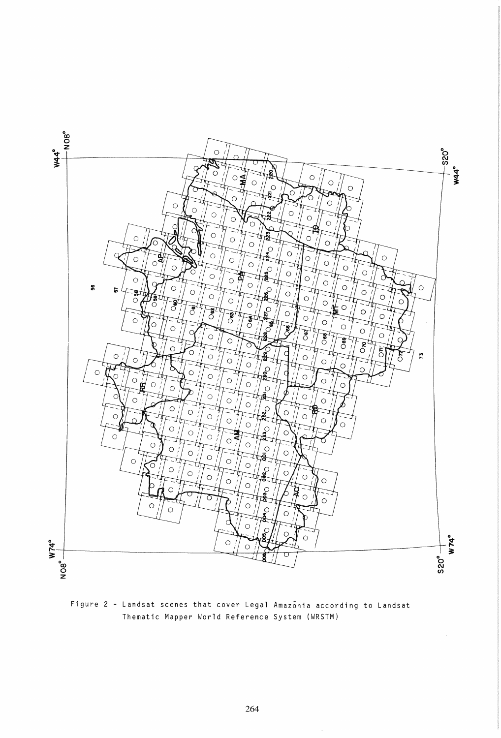Figure 2 - Landsat scenes that cover Legal Amazônia according to Landsat Thematic Mapper World Reference System (WRSTM)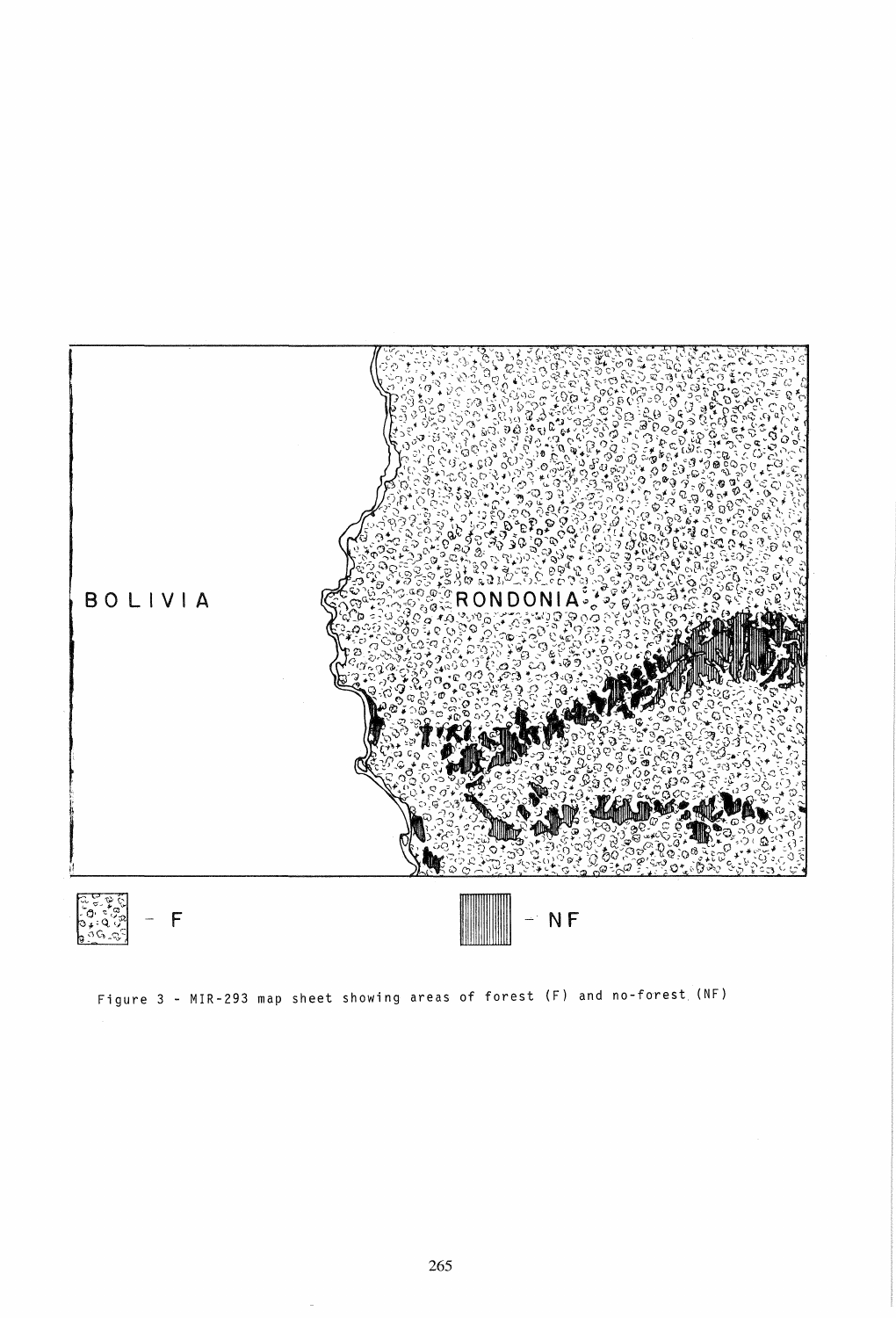Figure 3 - MIR-293 map sheet showing areas of forest (F) and no-forest (NF)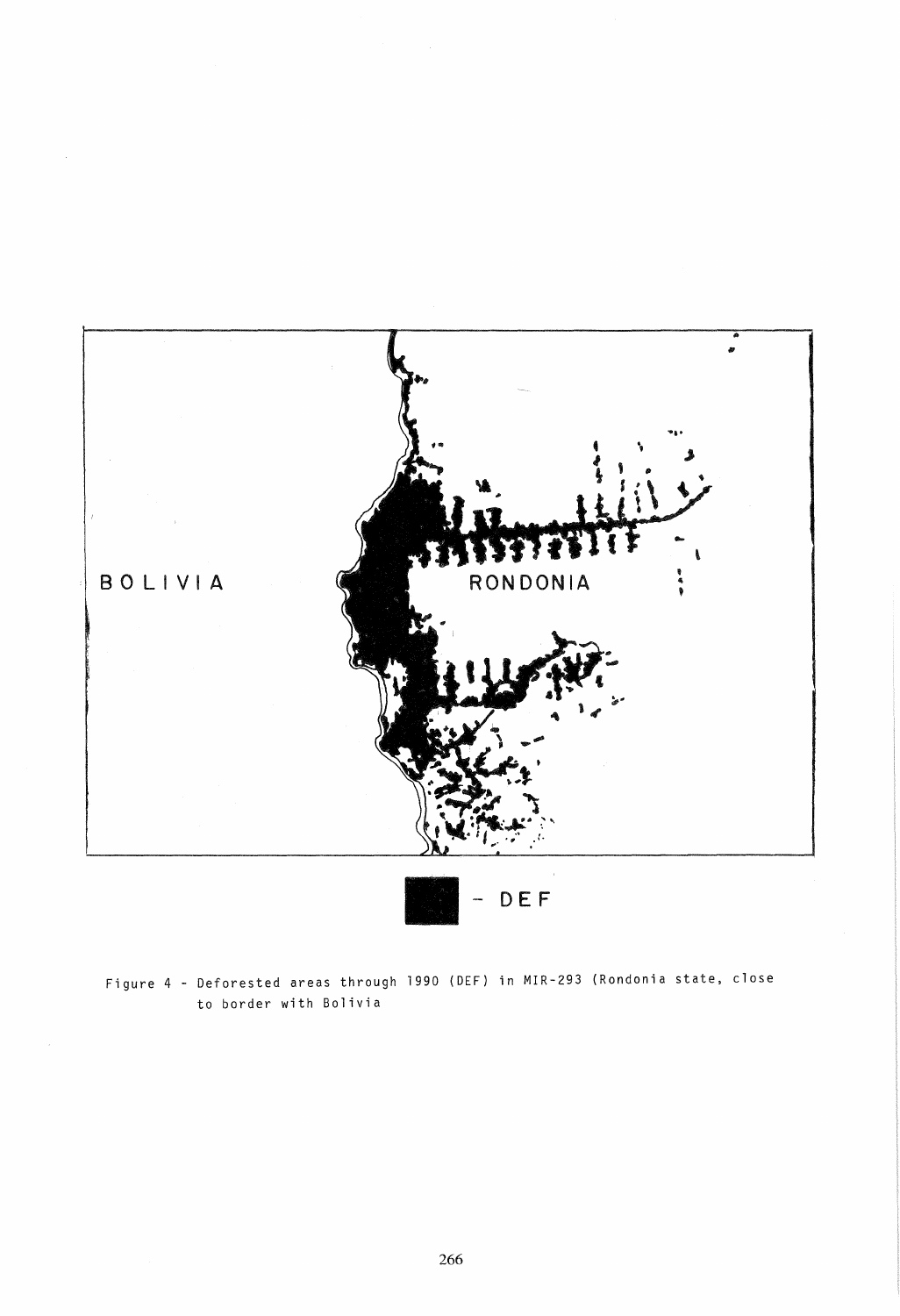BOLIVIA

RONDONIA

- DEF

Figure 4 - Deforested areas through 1990 (DEF) in MIR-293 (Rondonia state, close to border with Bolivia